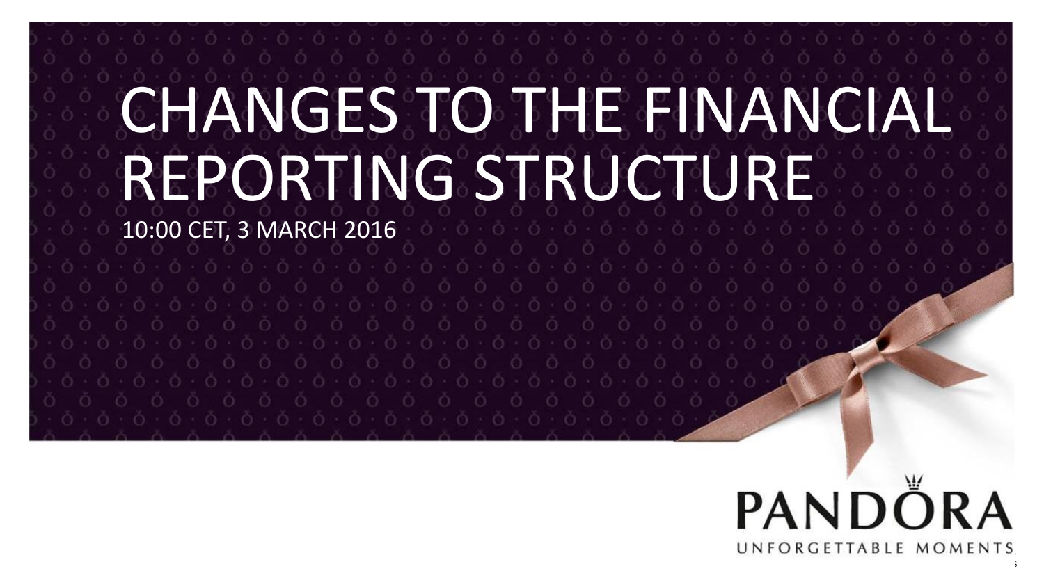# CHANGES TO THE FINANCIAL REPORTING STRUCTURE

10:00 CET, 3 MARCH 2016

PANDORA

UNFORGETTABLE MOMENTS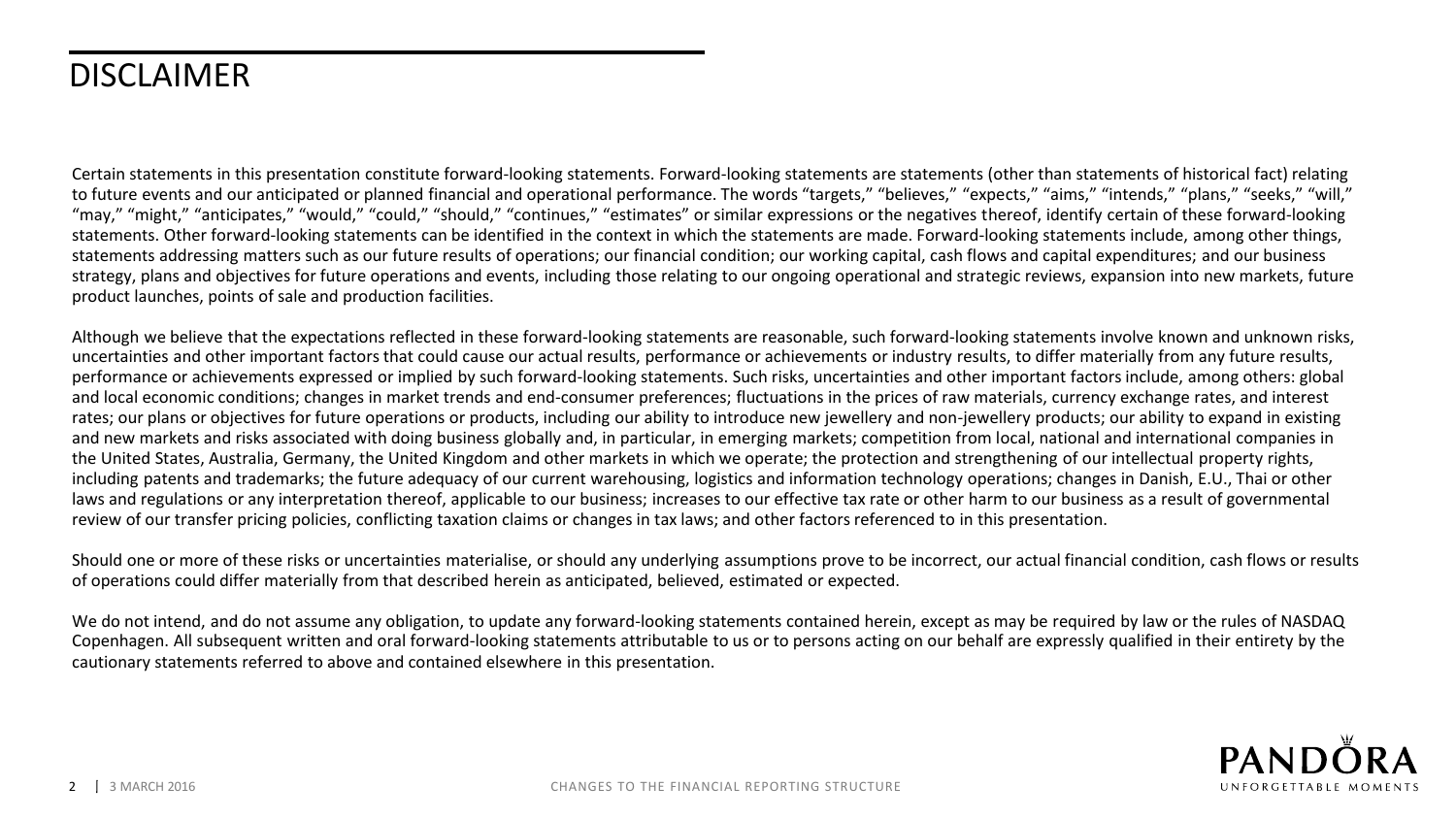# DISCLAIMER

Certain statements in this presentation constitute forward-looking statements. Forward-looking statements are statements (other than statements of historical fact) relating to future events and our anticipated or planned financial and operational performance. The words "targets," "believes," "expects," "aims," "intends," "plans," "seeks," "will," "may," "might," "anticipates," "would," "could," "should," "continues," "estimates" or similar expressions or the negatives thereof, identify certain of these forward-looking statements. Other forward-looking statements can be identified in the context in which the statements are made. Forward-looking statements include, among other things, statements addressing matters such as our future results of operations; our financial condition; our working capital, cash flows and capital expenditures; and our business strategy, plans and objectives for future operations and events, including those relating to our ongoing operational and strategic reviews, expansion into new markets, future product launches, points of sale and production facilities.

Although we believe that the expectations reflected in these forward-looking statements are reasonable, such forward-looking statements involve known and unknown risks, uncertainties and other important factors that could cause our actual results, performance or achievements or industry results, to differ materially from any future results, performance or achievements expressed or implied by such forward-looking statements. Such risks, uncertainties and other important factors include, among others: global and local economic conditions; changes in market trends and end-consumer preferences; fluctuations in the prices of raw materials, currency exchange rates, and interest rates; our plans or objectives for future operations or products, including our ability to introduce new jewellery and non-jewellery products; our ability to expand in existing and new markets and risks associated with doing business globally and, in particular, in emerging markets; competition from local, national and international companies in the United States, Australia, Germany, the United Kingdom and other markets in which we operate; the protection and strengthening of our intellectual property rights, including patents and trademarks; the future adequacy of our current warehousing, logistics and information technology operations; changes in Danish, E.U., Thai or other laws and regulations or any interpretation thereof, applicable to our business; increases to our effective tax rate or other harm to our business as a result of governmental review of our transfer pricing policies, conflicting taxation claims or changes in tax laws; and other factors referenced to in this presentation.

Should one or more of these risks or uncertainties materialise, or should any underlying assumptions prove to be incorrect, our actual financial condition, cash flows or results of operations could differ materially from that described herein as anticipated, believed, estimated or expected.

We do not intend, and do not assume any obligation, to update any forward-looking statements contained herein, except as may be required by law or the rules of NASDAQ Copenhagen. All subsequent written and oral forward-looking statements attributable to us or to persons acting on our behalf are expressly qualified in their entirety by the cautionary statements referred to above and contained elsewhere in this presentation.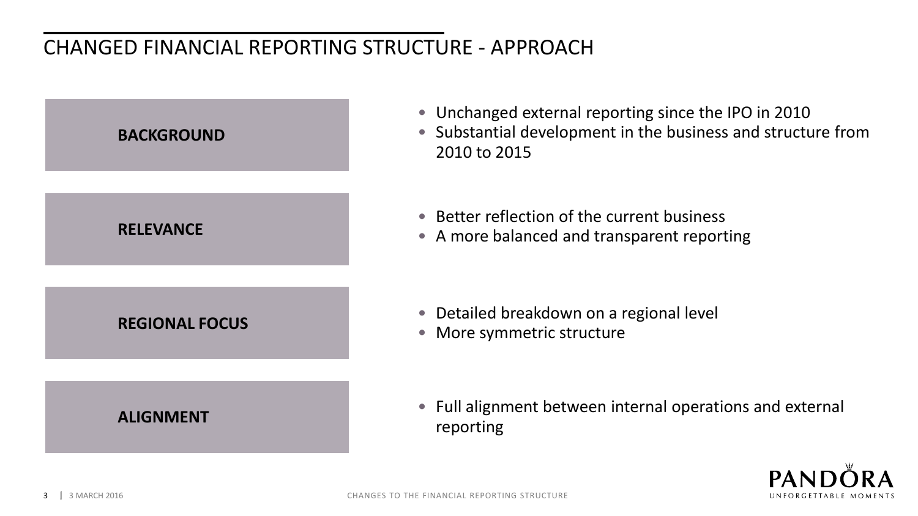# CHANGED FINANCIAL REPORTING STRUCTURE - APPROACH

**BACKGROUND**

- Unchanged external reporting since the IPO in 2010
- Substantial development in the business and structure from 2010 to 2015

**RELEVANCE**

- Better reflection of the current business
- A more balanced and transparent reporting

**REGIONAL FOCUS**

- Detailed breakdown on a regional level
- More symmetric structure

**ALIGNMENT**

- Full alignment between internal operations and external reporting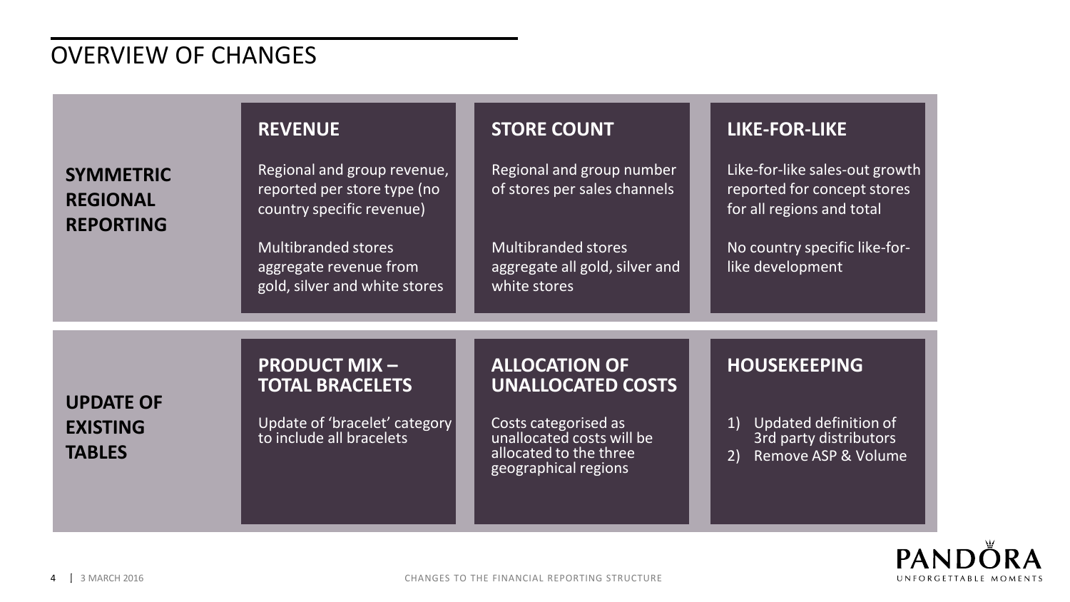# OVERVIEW OF CHANGES

## SYMMETRIC REGIONAL REPORTING

### REVENUE

Regional and group revenue, reported per store type (no country specific revenue)

Multibranded stores aggregate revenue from gold, silver and white stores

### STORE COUNT

Regional and group number of stores per sales channels

Multibranded stores aggregate all gold, silver and white stores

### LIKE-FOR-LIKE

Like-for-like sales-out growth reported for concept stores for all regions and total

No country specific like-for-like development

## UPDATE OF EXISTING TABLES

### PRODUCT MIX – TOTAL BRACELETS

Update of 'bracelet' category to include all bracelets

### ALLOCATION OF UNALLOCATED COSTS

Costs categorised as unallocated costs will be allocated to the three geographical regions

### HOUSEKEEPING

1) Updated definition of 3rd party distributors
2) Remove ASP & Volume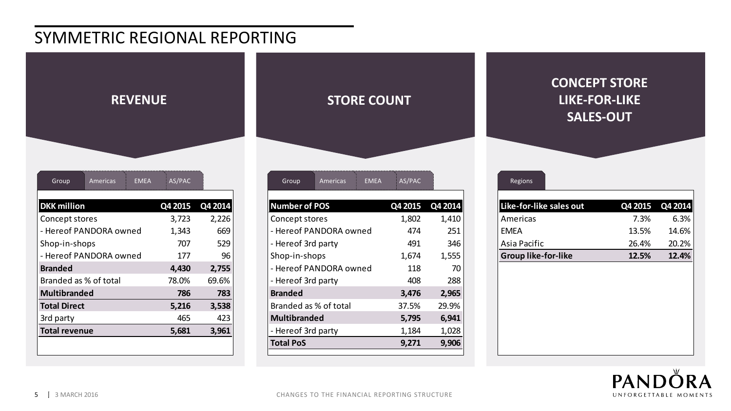# SYMMETRIC REGIONAL REPORTING

## REVENUE

Group | Americas | EMEA | AS/PAC

| DKK million | Q4 2015 | Q4 2014 |
|---|---|---|
| Concept stores | 3,723 | 2,226 |
| - Hereof PANDORA owned | 1,343 | 669 |
| Shop-in-shops | 707 | 529 |
| - Hereof PANDORA owned | 177 | 96 |
| **Branded** | **4,430** | **2,755** |
| Branded as % of total | 78.0% | 69.6% |
| **Multibranded** | **786** | **783** |
| **Total Direct** | **5,216** | **3,538** |
| 3rd party | 465 | 423 |
| **Total revenue** | **5,681** | **3,961** |

## STORE COUNT

Group | Americas | EMEA | AS/PAC

| Number of POS | Q4 2015 | Q4 2014 |
|---|---|---|
| Concept stores | 1,802 | 1,410 |
| - Hereof PANDORA owned | 474 | 251 |
| - Hereof 3rd party | 491 | 346 |
| Shop-in-shops | 1,674 | 1,555 |
| - Hereof PANDORA owned | 118 | 70 |
| - Hereof 3rd party | 408 | 288 |
| **Branded** | **3,476** | **2,965** |
| Branded as % of total | 37.5% | 29.9% |
| **Multibranded** | **5,795** | **6,941** |
| - Hereof 3rd party | 1,184 | 1,028 |
| **Total PoS** | **9,271** | **9,906** |

## CONCEPT STORE LIKE-FOR-LIKE SALES-OUT

Regions

| Like-for-like sales out | Q4 2015 | Q4 2014 |
|---|---|---|
| Americas | 7.3% | 6.3% |
| EMEA | 13.5% | 14.6% |
| Asia Pacific | 26.4% | 20.2% |
| **Group like-for-like** | **12.5%** | **12.4%** |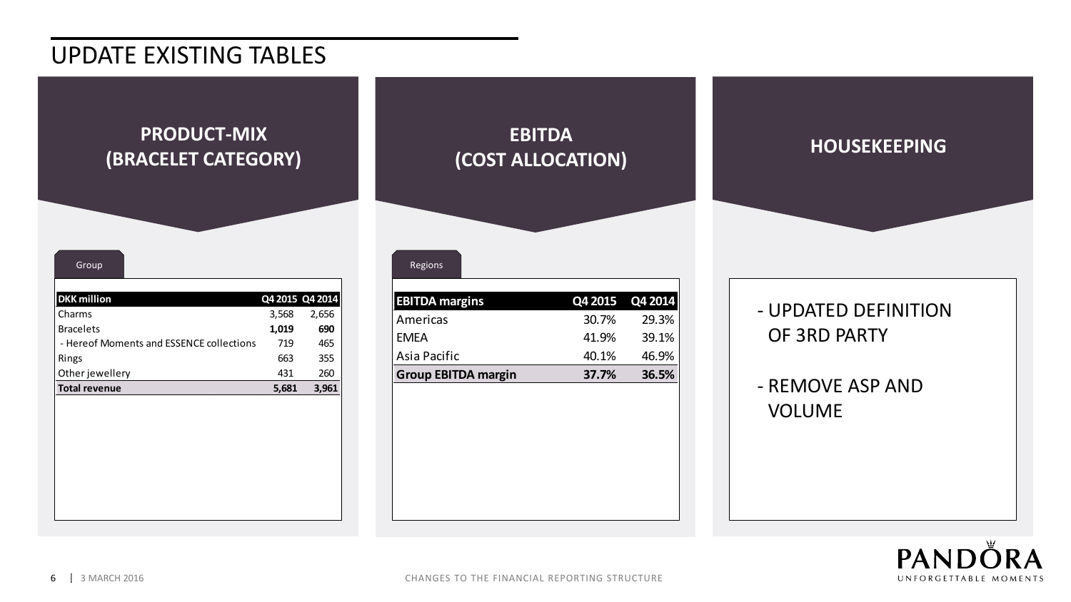# UPDATE EXISTING TABLES

## PRODUCT-MIX (BRACELET CATEGORY)

Group

| DKK million | Q4 2015 | Q4 2014 |
|---|---|---|
| Charms | 3,568 | 2,656 |
| Bracelets | **1,019** | **690** |
| - Hereof Moments and ESSENCE collections | 719 | 465 |
| Rings | 663 | 355 |
| Other jewellery | 431 | 260 |
| **Total revenue** | **5,681** | **3,961** |

## EBITDA (COST ALLOCATION)

Regions

| EBITDA margins | Q4 2015 | Q4 2014 |
|---|---|---|
| Americas | 30.7% | 29.3% |
| EMEA | 41.9% | 39.1% |
| Asia Pacific | 40.1% | 46.9% |
| **Group EBITDA margin** | **37.7%** | **36.5%** |

## HOUSEKEEPING

- UPDATED DEFINITION OF 3RD PARTY
- REMOVE ASP AND VOLUME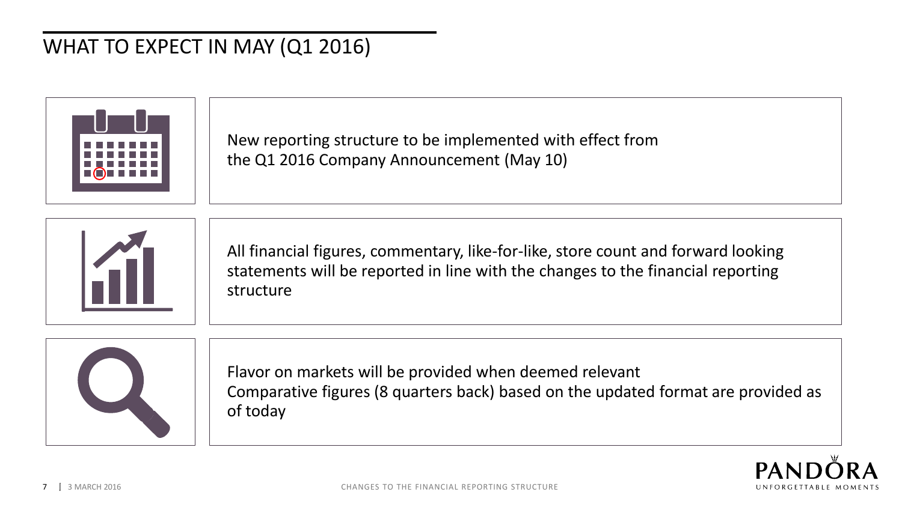# WHAT TO EXPECT IN MAY (Q1 2016)

New reporting structure to be implemented with effect from the Q1 2016 Company Announcement (May 10)

All financial figures, commentary, like-for-like, store count and forward looking statements will be reported in line with the changes to the financial reporting structure

Flavor on markets will be provided when deemed relevant
Comparative figures (8 quarters back) based on the updated format are provided as of today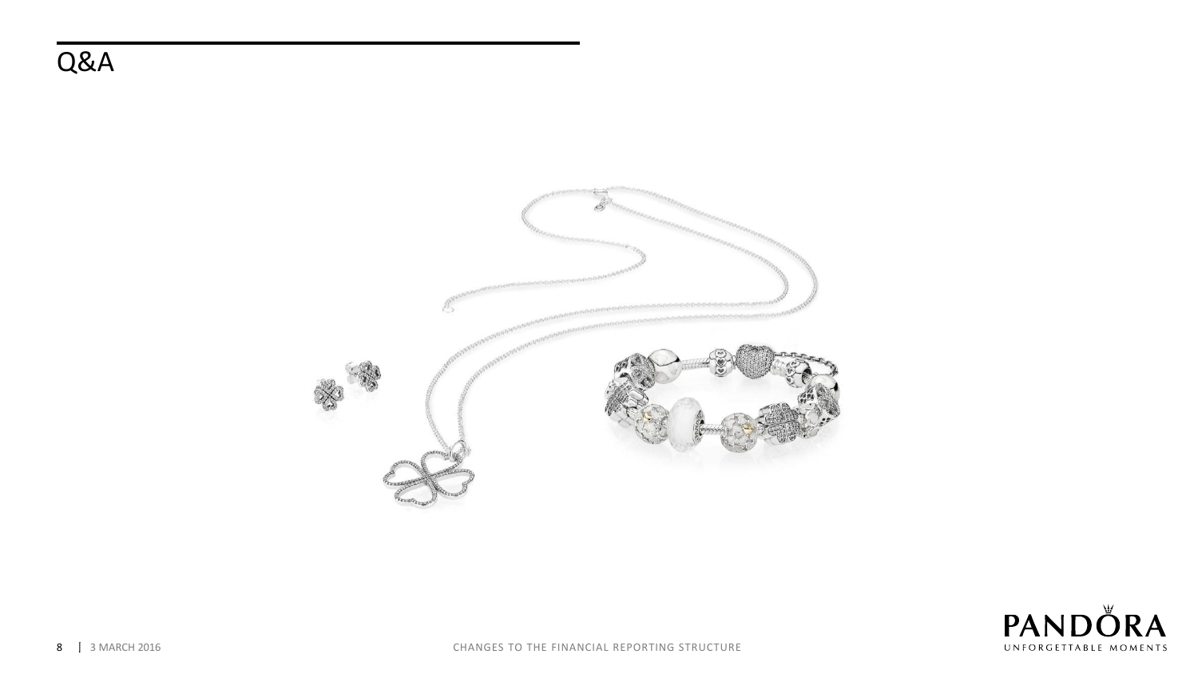# Q&A